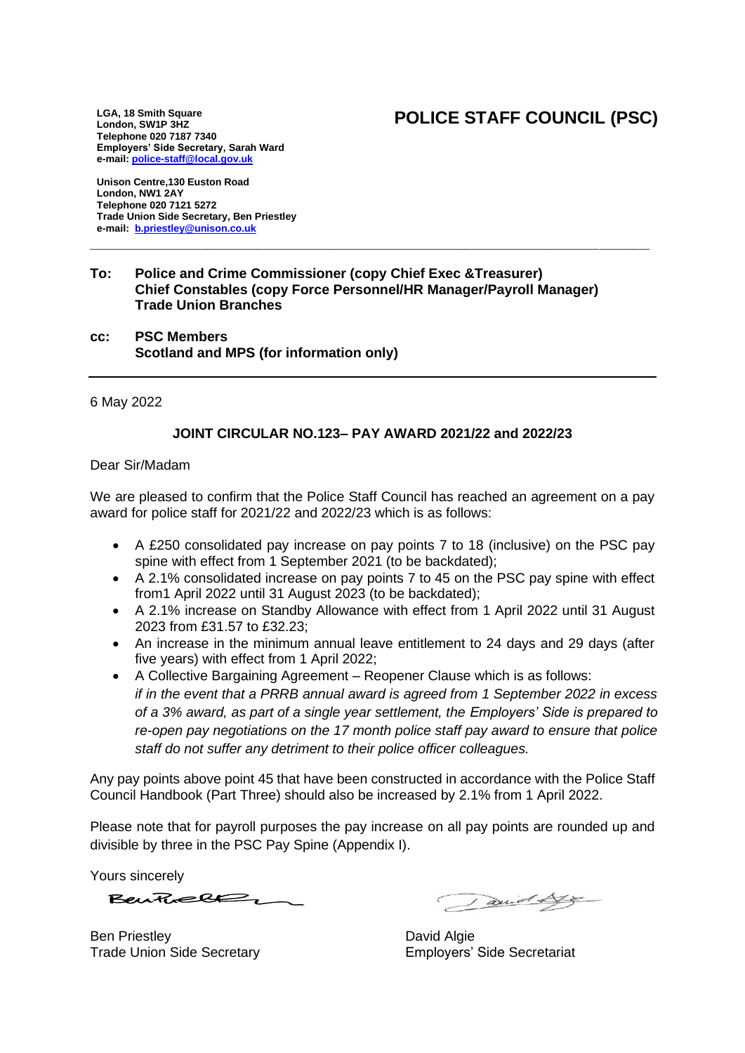**LGA, 18 Smith Square**
**London, SW1P 3HZ**
**Telephone 020 7187 7340**
**Employers' Side Secretary, Sarah Ward**
**e-mail: police-staff@local.gov.uk**

# POLICE STAFF COUNCIL (PSC)

**Unison Centre,130 Euston Road**
**London, NW1 2AY**
**Telephone 020 7121 5272**
**Trade Union Side Secretary, Ben Priestley**
**e-mail: b.priestley@unison.co.uk**

---

**To:** **Police and Crime Commissioner (copy Chief Exec &Treasurer)**
**Chief Constables (copy Force Personnel/HR Manager/Payroll Manager)**
**Trade Union Branches**

**cc:** **PSC Members**
**Scotland and MPS (for information only)**

---

6 May 2022

## JOINT CIRCULAR NO.123– PAY AWARD 2021/22 and 2022/23

Dear Sir/Madam

We are pleased to confirm that the Police Staff Council has reached an agreement on a pay award for police staff for 2021/22 and 2022/23 which is as follows:

- A £250 consolidated pay increase on pay points 7 to 18 (inclusive) on the PSC pay spine with effect from 1 September 2021 (to be backdated);
- A 2.1% consolidated increase on pay points 7 to 45 on the PSC pay spine with effect from1 April 2022 until 31 August 2023 (to be backdated);
- A 2.1% increase on Standby Allowance with effect from 1 April 2022 until 31 August 2023 from £31.57 to £32.23;
- An increase in the minimum annual leave entitlement to 24 days and 29 days (after five years) with effect from 1 April 2022;
- A Collective Bargaining Agreement – Reopener Clause which is as follows:
  *if in the event that a PRRB annual award is agreed from 1 September 2022 in excess of a 3% award, as part of a single year settlement, the Employers' Side is prepared to re-open pay negotiations on the 17 month police staff pay award to ensure that police staff do not suffer any detriment to their police officer colleagues.*

Any pay points above point 45 that have been constructed in accordance with the Police Staff Council Handbook (Part Three) should also be increased by 2.1% from 1 April 2022.

Please note that for payroll purposes the pay increase on all pay points are rounded up and divisible by three in the PSC Pay Spine (Appendix I).

Yours sincerely

Ben Priestley
Trade Union Side Secretary

David Algie
Employers' Side Secretariat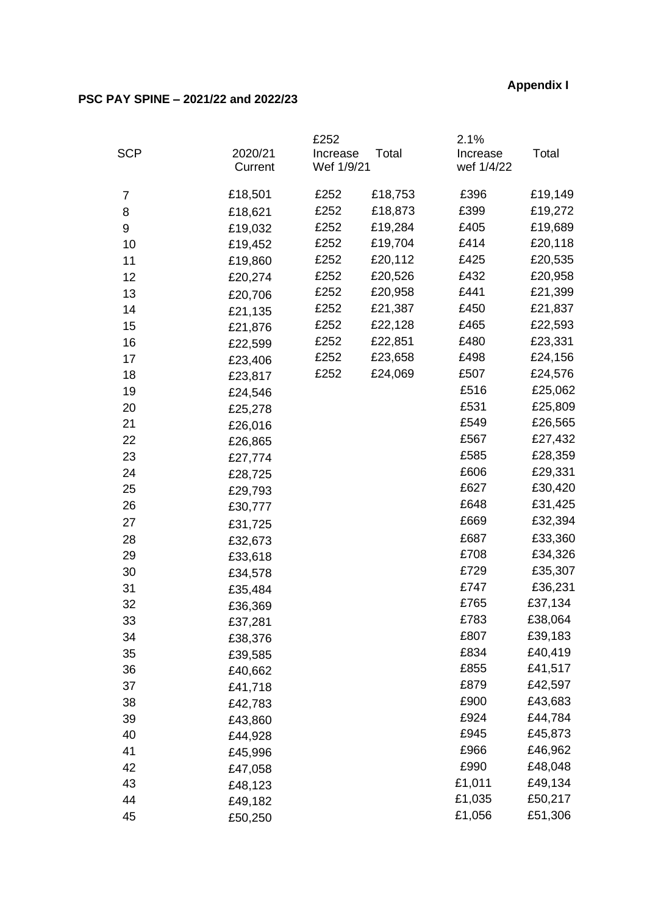**Appendix I**

**PSC PAY SPINE – 2021/22 and 2022/23**

| SCP | 2020/21 Current | £252 Increase Wef 1/9/21 | Total | 2.1% Increase wef 1/4/22 | Total |
|---|---|---|---|---|---|
| 7 | £18,501 | £252 | £18,753 | £396 | £19,149 |
| 8 | £18,621 | £252 | £18,873 | £399 | £19,272 |
| 9 | £19,032 | £252 | £19,284 | £405 | £19,689 |
| 10 | £19,452 | £252 | £19,704 | £414 | £20,118 |
| 11 | £19,860 | £252 | £20,112 | £425 | £20,535 |
| 12 | £20,274 | £252 | £20,526 | £432 | £20,958 |
| 13 | £20,706 | £252 | £20,958 | £441 | £21,399 |
| 14 | £21,135 | £252 | £21,387 | £450 | £21,837 |
| 15 | £21,876 | £252 | £22,128 | £465 | £22,593 |
| 16 | £22,599 | £252 | £22,851 | £480 | £23,331 |
| 17 | £23,406 | £252 | £23,658 | £498 | £24,156 |
| 18 | £23,817 | £252 | £24,069 | £507 | £24,576 |
| 19 | £24,546 | | | £516 | £25,062 |
| 20 | £25,278 | | | £531 | £25,809 |
| 21 | £26,016 | | | £549 | £26,565 |
| 22 | £26,865 | | | £567 | £27,432 |
| 23 | £27,774 | | | £585 | £28,359 |
| 24 | £28,725 | | | £606 | £29,331 |
| 25 | £29,793 | | | £627 | £30,420 |
| 26 | £30,777 | | | £648 | £31,425 |
| 27 | £31,725 | | | £669 | £32,394 |
| 28 | £32,673 | | | £687 | £33,360 |
| 29 | £33,618 | | | £708 | £34,326 |
| 30 | £34,578 | | | £729 | £35,307 |
| 31 | £35,484 | | | £747 | £36,231 |
| 32 | £36,369 | | | £765 | £37,134 |
| 33 | £37,281 | | | £783 | £38,064 |
| 34 | £38,376 | | | £807 | £39,183 |
| 35 | £39,585 | | | £834 | £40,419 |
| 36 | £40,662 | | | £855 | £41,517 |
| 37 | £41,718 | | | £879 | £42,597 |
| 38 | £42,783 | | | £900 | £43,683 |
| 39 | £43,860 | | | £924 | £44,784 |
| 40 | £44,928 | | | £945 | £45,873 |
| 41 | £45,996 | | | £966 | £46,962 |
| 42 | £47,058 | | | £990 | £48,048 |
| 43 | £48,123 | | | £1,011 | £49,134 |
| 44 | £49,182 | | | £1,035 | £50,217 |
| 45 | £50,250 | | | £1,056 | £51,306 |